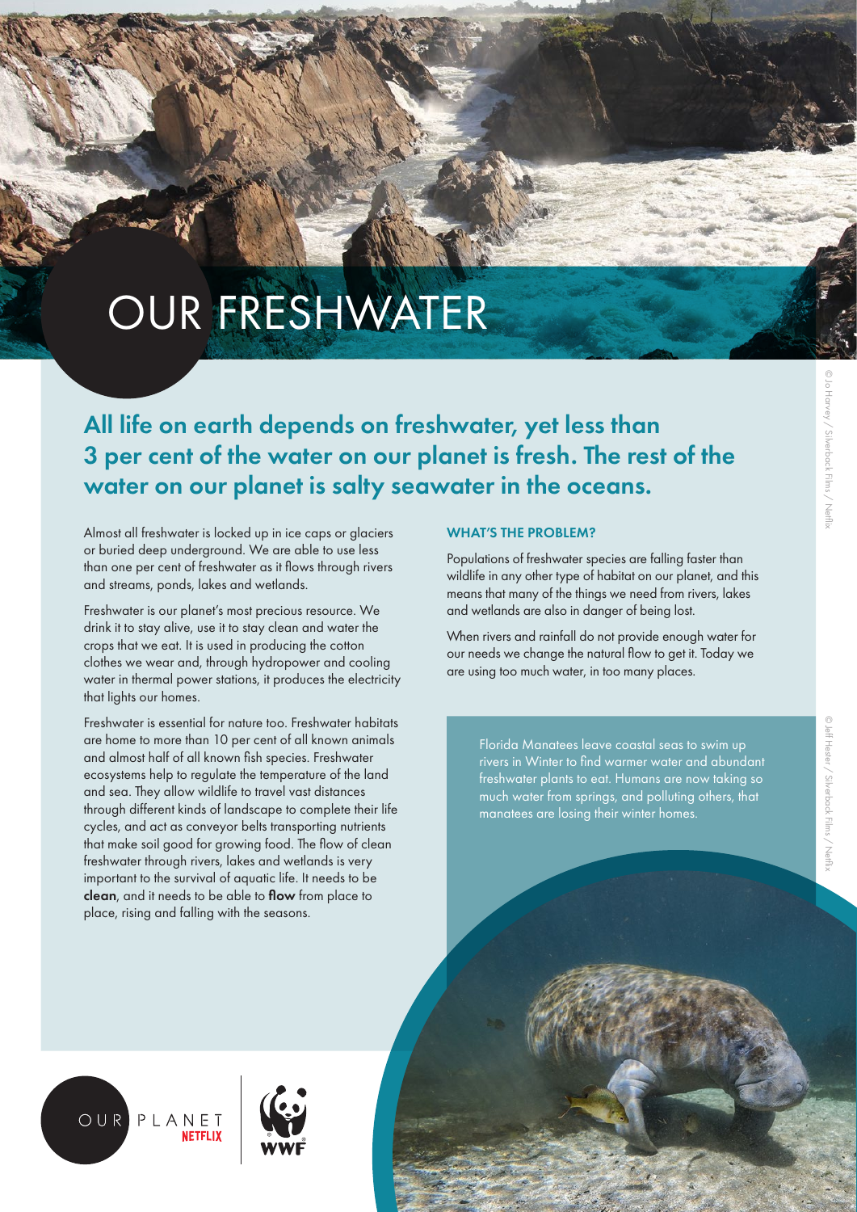# OUR FRESHWATER

## All life on earth depends on freshwater, yet less than 3 per cent of the water on our planet is fresh. The rest of the water on our planet is salty seawater in the oceans.

Almost all freshwater is locked up in ice caps or glaciers or buried deep underground. We are able to use less than one per cent of freshwater as it flows through rivers and streams, ponds, lakes and wetlands.

Freshwater is our planet's most precious resource. We drink it to stay alive, use it to stay clean and water the crops that we eat. It is used in producing the cotton clothes we wear and, through hydropower and cooling water in thermal power stations, it produces the electricity that lights our homes.

Freshwater is essential for nature too. Freshwater habitats are home to more than 10 per cent of all known animals and almost half of all known fish species. Freshwater ecosystems help to regulate the temperature of the land and sea. They allow wildlife to travel vast distances through different kinds of landscape to complete their life cycles, and act as conveyor belts transporting nutrients that make soil good for growing food. The flow of clean freshwater through rivers, lakes and wetlands is very important to the survival of aquatic life. It needs to be **clean**, and it needs to be able to **flow** from place to place, rising and falling with the seasons.

### WHAT'S THE PROBLEM?

Populations of freshwater species are falling faster than wildlife in any other type of habitat on our planet, and this means that many of the things we need from rivers, lakes and wetlands are also in danger of being lost.

When rivers and rainfall do not provide enough water for our needs we change the natural flow to get it. Today we are using too much water, in too many places.

Florida Manatees leave coastal seas to swim up rivers in Winter to find warmer water and abundant freshwater plants to eat. Humans are now taking so much water from springs, and polluting others, that manatees are losing their winter homes.

©Jo Harvey / Silverback Films / Netflix

©Jeff Hester / Silverback Films / Netflix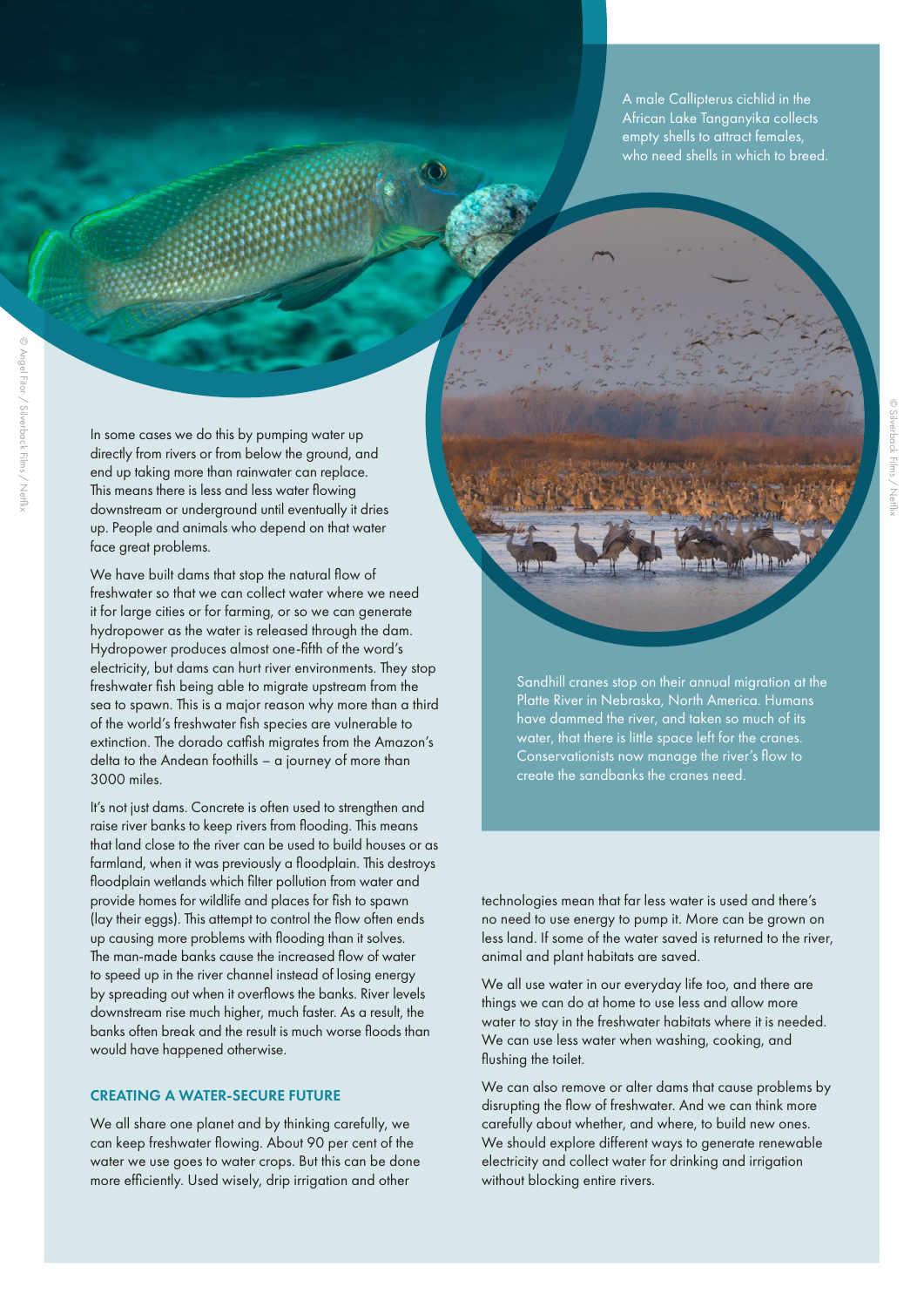A male Callipterus cichlid in the African Lake Tanganyika collects empty shells to attract females, who need shells in which to breed.

© Angel Fitor / Silverback Films / Netflix

In some cases we do this by pumping water up directly from rivers or from below the ground, and end up taking more than rainwater can replace. This means there is less and less water flowing downstream or underground until eventually it dries up. People and animals who depend on that water face great problems.

We have built dams that stop the natural flow of freshwater so that we can collect water where we need it for large cities or for farming, or so we can generate hydropower as the water is released through the dam. Hydropower produces almost one-fifth of the word's electricity, but dams can hurt river environments. They stop freshwater fish being able to migrate upstream from the sea to spawn. This is a major reason why more than a third of the world's freshwater fish species are vulnerable to extinction. The dorado catfish migrates from the Amazon's delta to the Andean foothills – a journey of more than 3000 miles.

It's not just dams. Concrete is often used to strengthen and raise river banks to keep rivers from flooding. This means that land close to the river can be used to build houses or as farmland, when it was previously a floodplain. This destroys floodplain wetlands which filter pollution from water and provide homes for wildlife and places for fish to spawn (lay their eggs). This attempt to control the flow often ends up causing more problems with flooding than it solves. The man-made banks cause the increased flow of water to speed up in the river channel instead of losing energy by spreading out when it overflows the banks. River levels downstream rise much higher, much faster. As a result, the banks often break and the result is much worse floods than would have happened otherwise.

### CREATING A WATER-SECURE FUTURE

We all share one planet and by thinking carefully, we can keep freshwater flowing. About 90 per cent of the water we use goes to water crops. But this can be done more efficiently. Used wisely, drip irrigation and other technologies mean that far less water is used and there's no need to use energy to pump it. More can be grown on less land. If some of the water saved is returned to the river, animal and plant habitats are saved.

We all use water in our everyday life too, and there are things we can do at home to use less and allow more water to stay in the freshwater habitats where it is needed. We can use less water when washing, cooking, and flushing the toilet.

We can also remove or alter dams that cause problems by disrupting the flow of freshwater. And we can think more carefully about whether, and where, to build new ones. We should explore different ways to generate renewable electricity and collect water for drinking and irrigation without blocking entire rivers.

Sandhill cranes stop on their annual migration at the Platte River in Nebraska, North America. Humans have dammed the river, and taken so much of its water, that there is little space left for the cranes. Conservationists now manage the river's flow to create the sandbanks the cranes need.

© Silverback Films / Netflix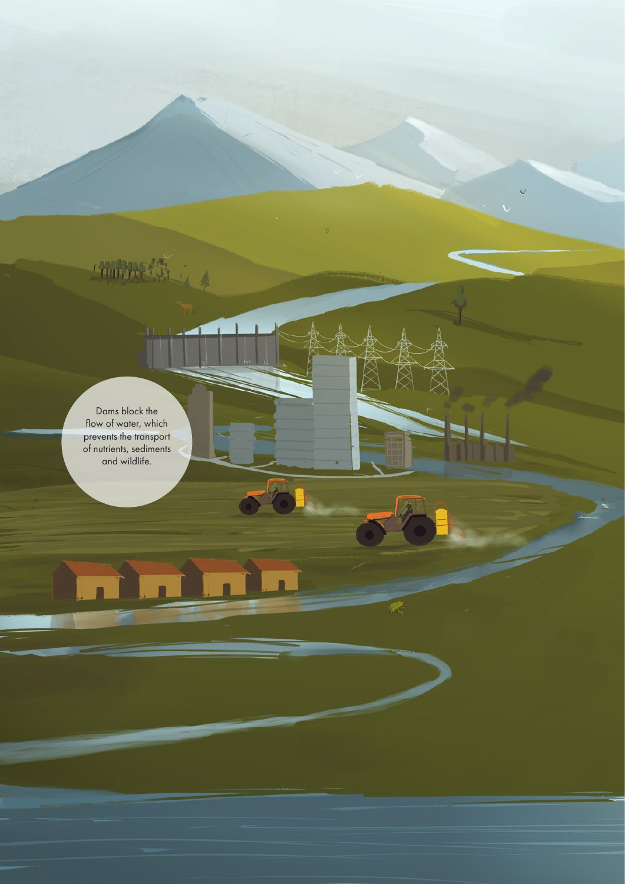Dams block the flow of water, which prevents the transport of nutrients, sediments and wildlife.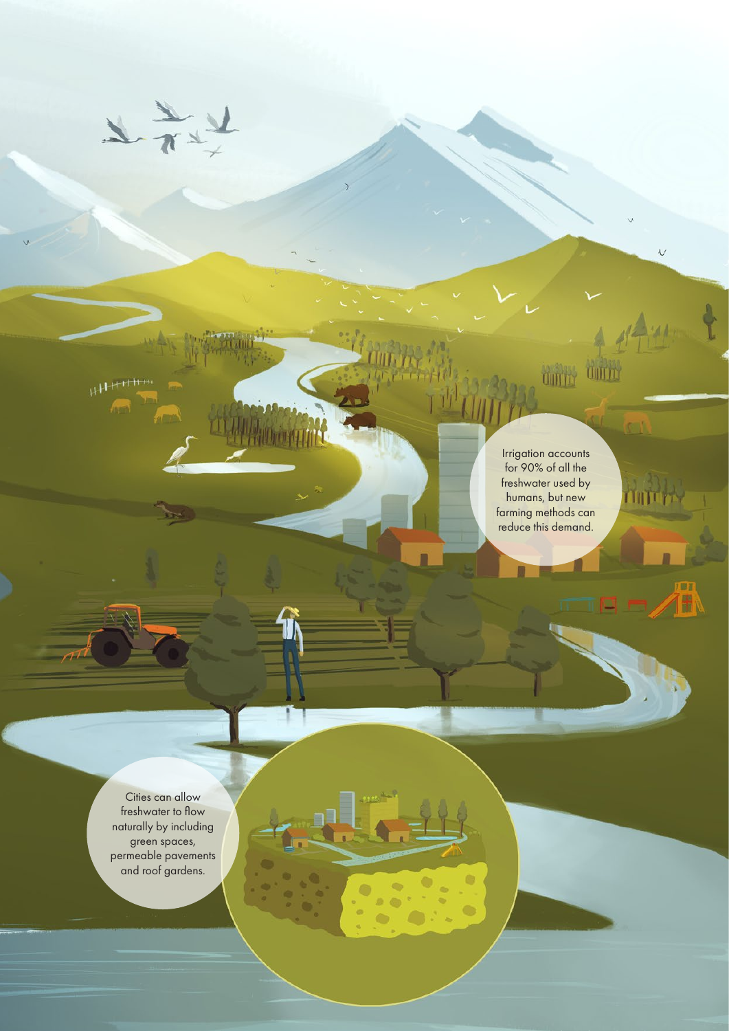Irrigation accounts for 90% of all the freshwater used by humans, but new farming methods can reduce this demand.

Cities can allow freshwater to flow naturally by including green spaces, permeable pavements and roof gardens.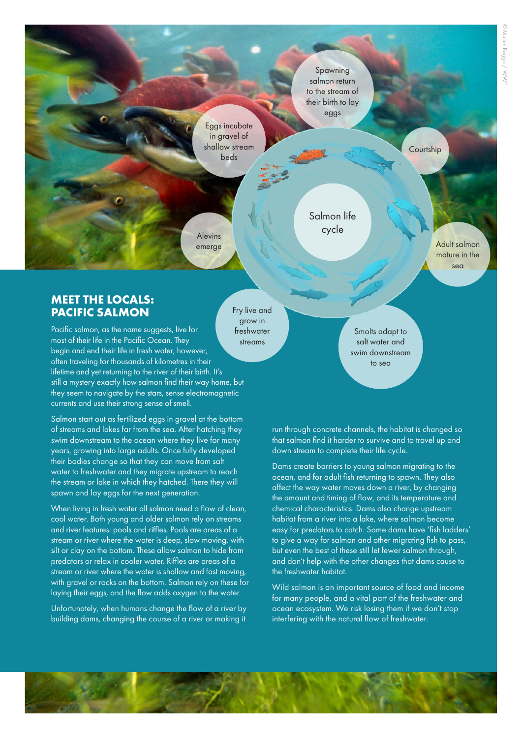Salmon life cycle

Spawning salmon return to the stream of their birth to lay eggs

Courtship

Adult salmon mature in the sea

Smolts adapt to salt water and swim downstream to sea

Fry live and grow in freshwater streams

Alevins emerge

Eggs incubate in gravel of shallow stream beds

## MEET THE LOCALS: PACIFIC SALMON

Pacific salmon, as the name suggests, live for most of their life in the Pacific Ocean. They begin and end their life in fresh water, however, often traveling for thousands of kilometres in their lifetime and yet returning to the river of their birth. It's still a mystery exactly how salmon find their way home, but they seem to navigate by the stars, sense electromagnetic currents and use their strong sense of smell.

Salmon start out as fertilized eggs in gravel at the bottom of streams and lakes far from the sea. After hatching they swim downstream to the ocean where they live for many years, growing into large adults. Once fully developed their bodies change so that they can move from salt water to freshwater and they migrate upstream to reach the stream or lake in which they hatched. There they will spawn and lay eggs for the next generation.

When living in fresh water all salmon need a flow of clean, cool water. Both young and older salmon rely on streams and river features: pools and riffles. Pools are areas of a stream or river where the water is deep, slow moving, with silt or clay on the bottom. These allow salmon to hide from predators or relax in cooler water. Riffles are areas of a stream or river where the water is shallow and fast moving, with gravel or rocks on the bottom. Salmon rely on these for laying their eggs, and the flow adds oxygen to the water.

Unfortunately, when humans change the flow of a river by building dams, changing the course of a river or making it run through concrete channels, the habitat is changed so that salmon find it harder to survive and to travel up and down stream to complete their life cycle.

Dams create barriers to young salmon migrating to the ocean, and for adult fish returning to spawn. They also affect the way water moves down a river, by changing the amount and timing of flow, and its temperature and chemical characteristics. Dams also change upstream habitat from a river into a lake, where salmon become easy for predators to catch. Some dams have 'fish ladders' to give a way for salmon and other migrating fish to pass, but even the best of these still let fewer salmon through, and don't help with the other changes that dams cause to the freshwater habitat.

Wild salmon is an important source of food and income for many people, and a vital part of the freshwater and ocean ecosystem. We risk losing them if we don't stop interfering with the natural flow of freshwater.

© Michel Roggo / WWF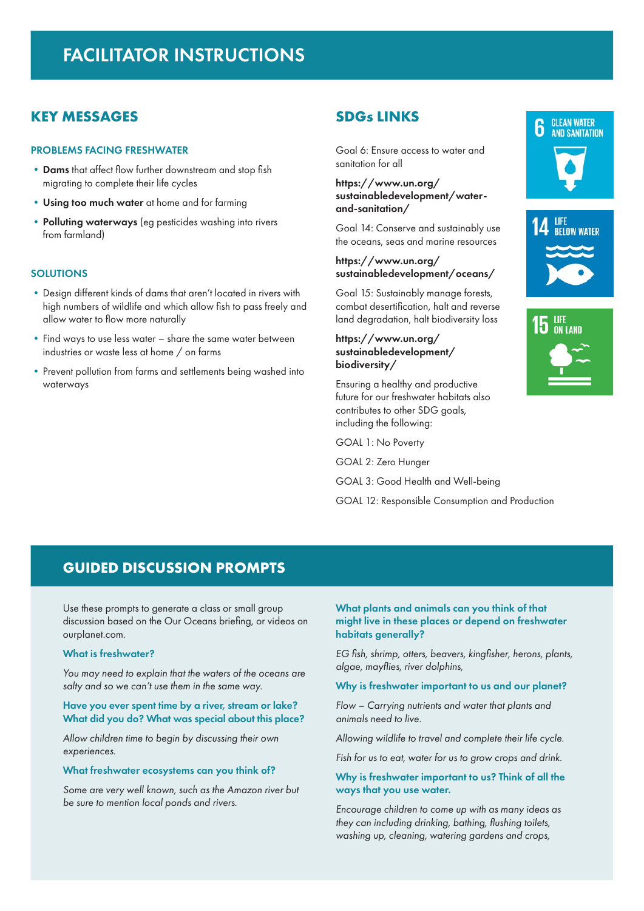# FACILITATOR INSTRUCTIONS

## KEY MESSAGES

### PROBLEMS FACING FRESHWATER

- **Dams** that affect flow further downstream and stop fish migrating to complete their life cycles
- **Using too much water** at home and for farming
- **Polluting waterways** (eg pesticides washing into rivers from farmland)

### SOLUTIONS

- Design different kinds of dams that aren't located in rivers with high numbers of wildlife and which allow fish to pass freely and allow water to flow more naturally
- Find ways to use less water – share the same water between industries or waste less at home / on farms
- Prevent pollution from farms and settlements being washed into waterways

## SDGs LINKS

Goal 6: Ensure access to water and sanitation for all

**https://www.un.org/sustainabledevelopment/water-and-sanitation/**

Goal 14: Conserve and sustainably use the oceans, seas and marine resources

**https://www.un.org/sustainabledevelopment/oceans/**

Goal 15: Sustainably manage forests, combat desertification, halt and reverse land degradation, halt biodiversity loss

**https://www.un.org/sustainabledevelopment/biodiversity/**

6 CLEAN WATER AND SANITATION

14 LIFE BELOW WATER

15 LIFE ON LAND

Ensuring a healthy and productive future for our freshwater habitats also contributes to other SDG goals, including the following:

GOAL 1: No Poverty

GOAL 2: Zero Hunger

GOAL 3: Good Health and Well-being

GOAL 12: Responsible Consumption and Production

## GUIDED DISCUSSION PROMPTS

Use these prompts to generate a class or small group discussion based on the Our Oceans briefing, or videos on ourplanet.com.

**What is freshwater?**

*You may need to explain that the waters of the oceans are salty and so we can't use them in the same way.*

**Have you ever spent time by a river, stream or lake? What did you do? What was special about this place?**

*Allow children time to begin by discussing their own experiences.*

**What freshwater ecosystems can you think of?**

*Some are very well known, such as the Amazon river but be sure to mention local ponds and rivers.*

**What plants and animals can you think of that might live in these places or depend on freshwater habitats generally?**

*EG fish, shrimp, otters, beavers, kingfisher, herons, plants, algae, mayflies, river dolphins,*

**Why is freshwater important to us and our planet?**

*Flow – Carrying nutrients and water that plants and animals need to live.*

*Allowing wildlife to travel and complete their life cycle.*

*Fish for us to eat, water for us to grow crops and drink.*

**Why is freshwater important to us? Think of all the ways that you use water.**

*Encourage children to come up with as many ideas as they can including drinking, bathing, flushing toilets, washing up, cleaning, watering gardens and crops,*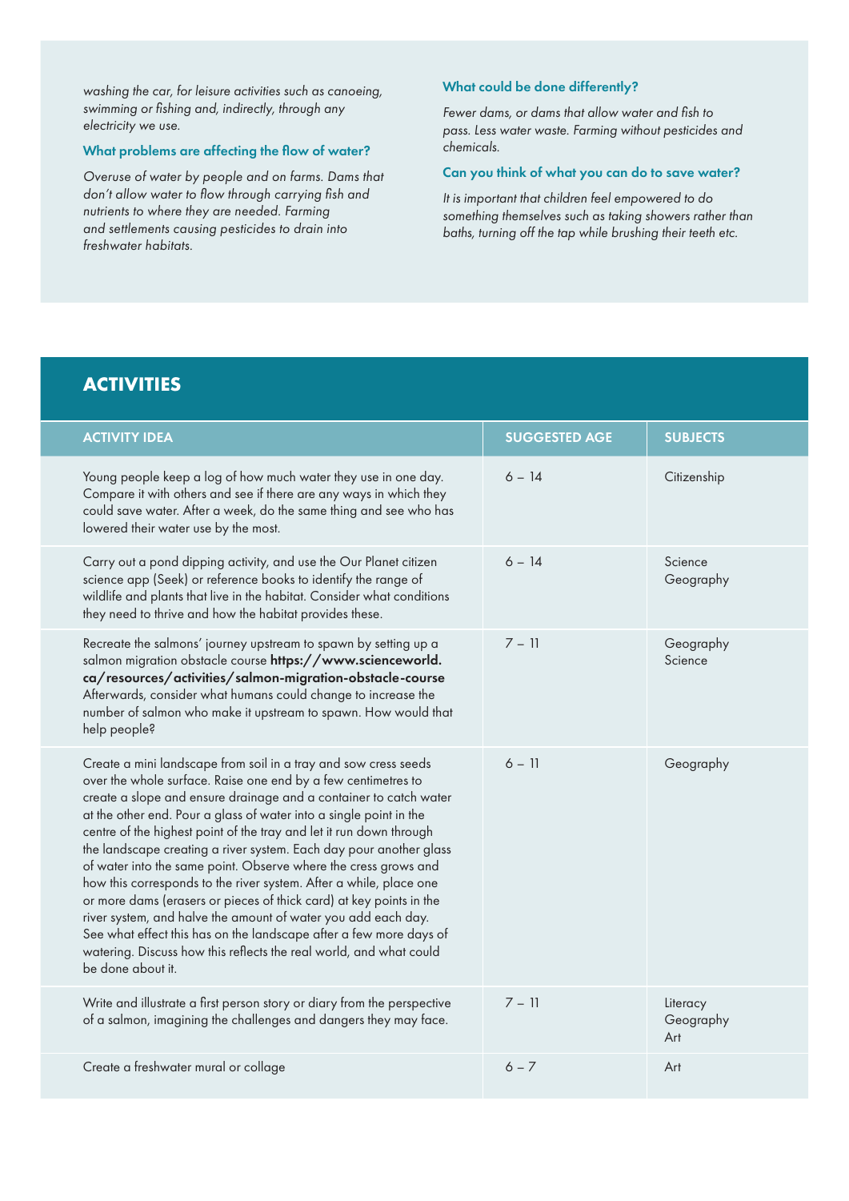*washing the car, for leisure activities such as canoeing, swimming or fishing and, indirectly, through any electricity we use.*

### What problems are affecting the flow of water?

*Overuse of water by people and on farms. Dams that don't allow water to flow through carrying fish and nutrients to where they are needed. Farming and settlements causing pesticides to drain into freshwater habitats.*

### What could be done differently?

*Fewer dams, or dams that allow water and fish to pass. Less water waste. Farming without pesticides and chemicals.*

### Can you think of what you can do to save water?

*It is important that children feel empowered to do something themselves such as taking showers rather than baths, turning off the tap while brushing their teeth etc.*

## ACTIVITIES

| ACTIVITY IDEA | SUGGESTED AGE | SUBJECTS |
|---|---|---|
| Young people keep a log of how much water they use in one day. Compare it with others and see if there are any ways in which they could save water. After a week, do the same thing and see who has lowered their water use by the most. | 6 – 14 | Citizenship |
| Carry out a pond dipping activity, and use the Our Planet citizen science app (Seek) or reference books to identify the range of wildlife and plants that live in the habitat. Consider what conditions they need to thrive and how the habitat provides these. | 6 – 14 | Science<br>Geography |
| Recreate the salmons' journey upstream to spawn by setting up a salmon migration obstacle course **https://www.scienceworld.ca/resources/activities/salmon-migration-obstacle-course** Afterwards, consider what humans could change to increase the number of salmon who make it upstream to spawn. How would that help people? | 7 – 11 | Geography<br>Science |
| Create a mini landscape from soil in a tray and sow cress seeds over the whole surface. Raise one end by a few centimetres to create a slope and ensure drainage and a container to catch water at the other end. Pour a glass of water into a single point in the centre of the highest point of the tray and let it run down through the landscape creating a river system. Each day pour another glass of water into the same point. Observe where the cress grows and how this corresponds to the river system. After a while, place one or more dams (erasers or pieces of thick card) at key points in the river system, and halve the amount of water you add each day. See what effect this has on the landscape after a few more days of watering. Discuss how this reflects the real world, and what could be done about it. | 6 – 11 | Geography |
| Write and illustrate a first person story or diary from the perspective of a salmon, imagining the challenges and dangers they may face. | 7 – 11 | Literacy<br>Geography<br>Art |
| Create a freshwater mural or collage | 6 – 7 | Art |